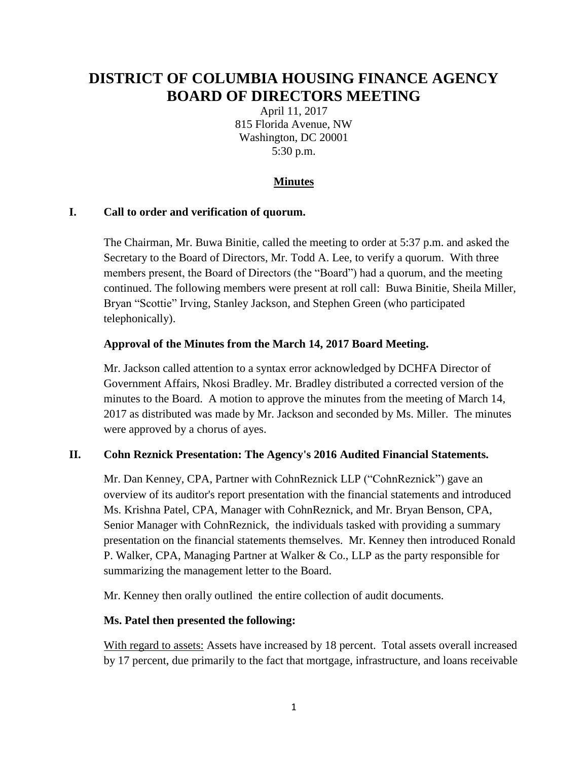# DISTRICT OF COLUMBIA HOUSING FINANCE AGENCY BOARD OF DIRECTORS MEETING

April 11, 2017
815 Florida Avenue, NW
Washington, DC 20001
5:30 p.m.

## Minutes

### I. Call to order and verification of quorum.

The Chairman, Mr. Buwa Binitie, called the meeting to order at 5:37 p.m. and asked the Secretary to the Board of Directors, Mr. Todd A. Lee, to verify a quorum. With three members present, the Board of Directors (the "Board") had a quorum, and the meeting continued. The following members were present at roll call: Buwa Binitie, Sheila Miller, Bryan "Scottie" Irving, Stanley Jackson, and Stephen Green (who participated telephonically).

**Approval of the Minutes from the March 14, 2017 Board Meeting.**

Mr. Jackson called attention to a syntax error acknowledged by DCHFA Director of Government Affairs, Nkosi Bradley. Mr. Bradley distributed a corrected version of the minutes to the Board. A motion to approve the minutes from the meeting of March 14, 2017 as distributed was made by Mr. Jackson and seconded by Ms. Miller. The minutes were approved by a chorus of ayes.

### II. Cohn Reznick Presentation: The Agency's 2016 Audited Financial Statements.

Mr. Dan Kenney, CPA, Partner with CohnReznick LLP ("CohnReznick") gave an overview of its auditor's report presentation with the financial statements and introduced Ms. Krishna Patel, CPA, Manager with CohnReznick, and Mr. Bryan Benson, CPA, Senior Manager with CohnReznick, the individuals tasked with providing a summary presentation on the financial statements themselves. Mr. Kenney then introduced Ronald P. Walker, CPA, Managing Partner at Walker & Co., LLP as the party responsible for summarizing the management letter to the Board.

Mr. Kenney then orally outlined the entire collection of audit documents.

**Ms. Patel then presented the following:**

With regard to assets: Assets have increased by 18 percent. Total assets overall increased by 17 percent, due primarily to the fact that mortgage, infrastructure, and loans receivable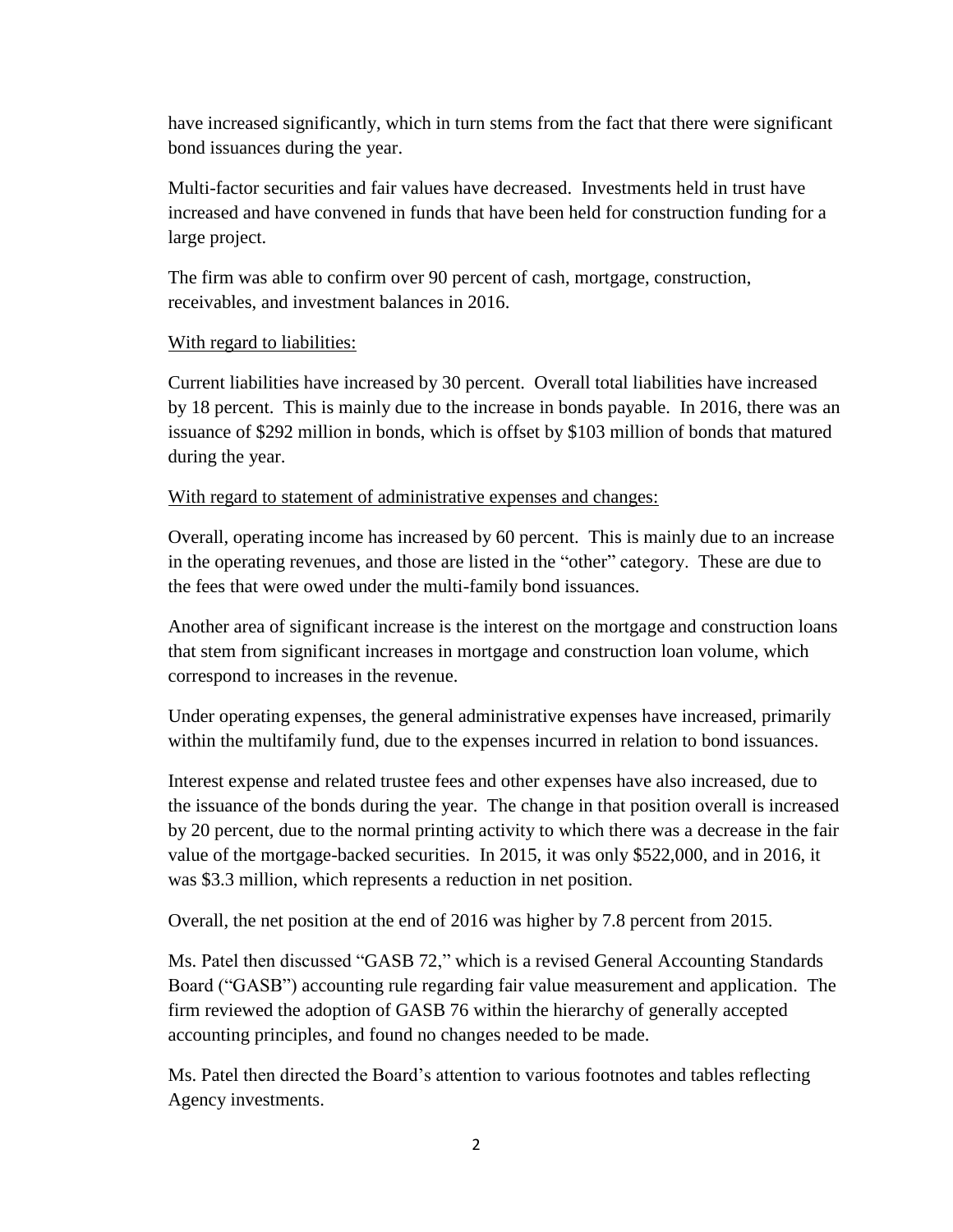have increased significantly, which in turn stems from the fact that there were significant bond issuances during the year.

Multi-factor securities and fair values have decreased. Investments held in trust have increased and have convened in funds that have been held for construction funding for a large project.

The firm was able to confirm over 90 percent of cash, mortgage, construction, receivables, and investment balances in 2016.

<u>With regard to liabilities:</u>

Current liabilities have increased by 30 percent. Overall total liabilities have increased by 18 percent. This is mainly due to the increase in bonds payable. In 2016, there was an issuance of $292 million in bonds, which is offset by $103 million of bonds that matured during the year.

<u>With regard to statement of administrative expenses and changes:</u>

Overall, operating income has increased by 60 percent. This is mainly due to an increase in the operating revenues, and those are listed in the "other" category. These are due to the fees that were owed under the multi-family bond issuances.

Another area of significant increase is the interest on the mortgage and construction loans that stem from significant increases in mortgage and construction loan volume, which correspond to increases in the revenue.

Under operating expenses, the general administrative expenses have increased, primarily within the multifamily fund, due to the expenses incurred in relation to bond issuances.

Interest expense and related trustee fees and other expenses have also increased, due to the issuance of the bonds during the year. The change in that position overall is increased by 20 percent, due to the normal printing activity to which there was a decrease in the fair value of the mortgage-backed securities. In 2015, it was only $522,000, and in 2016, it was $3.3 million, which represents a reduction in net position.

Overall, the net position at the end of 2016 was higher by 7.8 percent from 2015.

Ms. Patel then discussed "GASB 72," which is a revised General Accounting Standards Board ("GASB") accounting rule regarding fair value measurement and application. The firm reviewed the adoption of GASB 76 within the hierarchy of generally accepted accounting principles, and found no changes needed to be made.

Ms. Patel then directed the Board's attention to various footnotes and tables reflecting Agency investments.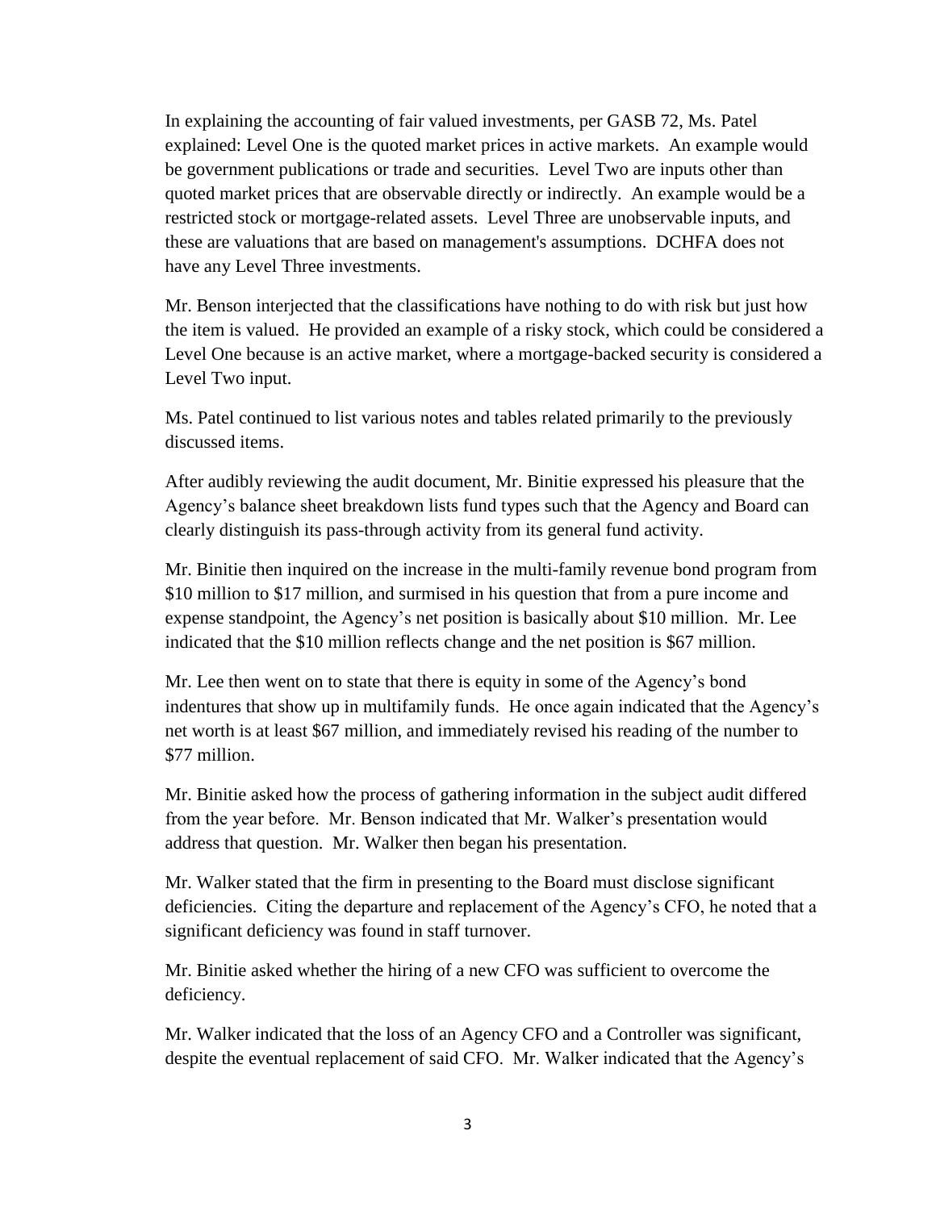In explaining the accounting of fair valued investments, per GASB 72, Ms. Patel explained: Level One is the quoted market prices in active markets. An example would be government publications or trade and securities. Level Two are inputs other than quoted market prices that are observable directly or indirectly. An example would be a restricted stock or mortgage-related assets. Level Three are unobservable inputs, and these are valuations that are based on management's assumptions. DCHFA does not have any Level Three investments.

Mr. Benson interjected that the classifications have nothing to do with risk but just how the item is valued. He provided an example of a risky stock, which could be considered a Level One because is an active market, where a mortgage-backed security is considered a Level Two input.

Ms. Patel continued to list various notes and tables related primarily to the previously discussed items.

After audibly reviewing the audit document, Mr. Binitie expressed his pleasure that the Agency's balance sheet breakdown lists fund types such that the Agency and Board can clearly distinguish its pass-through activity from its general fund activity.

Mr. Binitie then inquired on the increase in the multi-family revenue bond program from \$10 million to \$17 million, and surmised in his question that from a pure income and expense standpoint, the Agency's net position is basically about \$10 million. Mr. Lee indicated that the \$10 million reflects change and the net position is \$67 million.

Mr. Lee then went on to state that there is equity in some of the Agency's bond indentures that show up in multifamily funds. He once again indicated that the Agency's net worth is at least \$67 million, and immediately revised his reading of the number to \$77 million.

Mr. Binitie asked how the process of gathering information in the subject audit differed from the year before. Mr. Benson indicated that Mr. Walker's presentation would address that question. Mr. Walker then began his presentation.

Mr. Walker stated that the firm in presenting to the Board must disclose significant deficiencies. Citing the departure and replacement of the Agency's CFO, he noted that a significant deficiency was found in staff turnover.

Mr. Binitie asked whether the hiring of a new CFO was sufficient to overcome the deficiency.

Mr. Walker indicated that the loss of an Agency CFO and a Controller was significant, despite the eventual replacement of said CFO. Mr. Walker indicated that the Agency's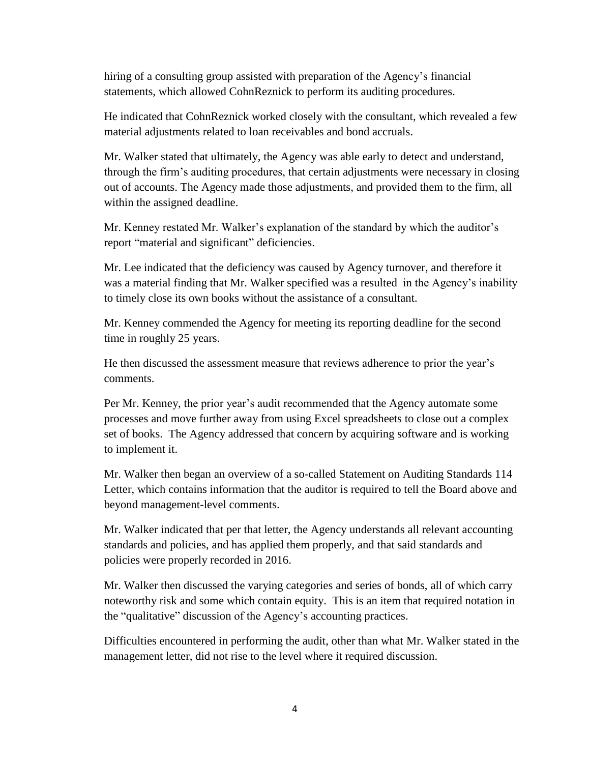hiring of a consulting group assisted with preparation of the Agency's financial statements, which allowed CohnReznick to perform its auditing procedures.

He indicated that CohnReznick worked closely with the consultant, which revealed a few material adjustments related to loan receivables and bond accruals.

Mr. Walker stated that ultimately, the Agency was able early to detect and understand, through the firm's auditing procedures, that certain adjustments were necessary in closing out of accounts. The Agency made those adjustments, and provided them to the firm, all within the assigned deadline.

Mr. Kenney restated Mr. Walker's explanation of the standard by which the auditor's report "material and significant" deficiencies.

Mr. Lee indicated that the deficiency was caused by Agency turnover, and therefore it was a material finding that Mr. Walker specified was a resulted in the Agency's inability to timely close its own books without the assistance of a consultant.

Mr. Kenney commended the Agency for meeting its reporting deadline for the second time in roughly 25 years.

He then discussed the assessment measure that reviews adherence to prior the year's comments.

Per Mr. Kenney, the prior year's audit recommended that the Agency automate some processes and move further away from using Excel spreadsheets to close out a complex set of books. The Agency addressed that concern by acquiring software and is working to implement it.

Mr. Walker then began an overview of a so-called Statement on Auditing Standards 114 Letter, which contains information that the auditor is required to tell the Board above and beyond management-level comments.

Mr. Walker indicated that per that letter, the Agency understands all relevant accounting standards and policies, and has applied them properly, and that said standards and policies were properly recorded in 2016.

Mr. Walker then discussed the varying categories and series of bonds, all of which carry noteworthy risk and some which contain equity. This is an item that required notation in the "qualitative" discussion of the Agency's accounting practices.

Difficulties encountered in performing the audit, other than what Mr. Walker stated in the management letter, did not rise to the level where it required discussion.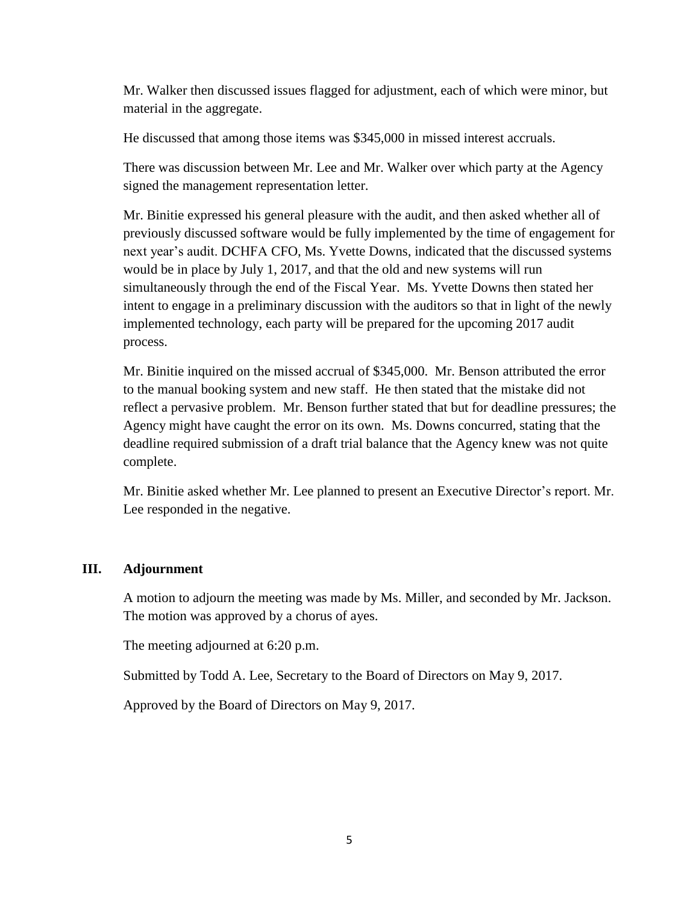Mr. Walker then discussed issues flagged for adjustment, each of which were minor, but material in the aggregate.

He discussed that among those items was $345,000 in missed interest accruals.

There was discussion between Mr. Lee and Mr. Walker over which party at the Agency signed the management representation letter.

Mr. Binitie expressed his general pleasure with the audit, and then asked whether all of previously discussed software would be fully implemented by the time of engagement for next year's audit. DCHFA CFO, Ms. Yvette Downs, indicated that the discussed systems would be in place by July 1, 2017, and that the old and new systems will run simultaneously through the end of the Fiscal Year. Ms. Yvette Downs then stated her intent to engage in a preliminary discussion with the auditors so that in light of the newly implemented technology, each party will be prepared for the upcoming 2017 audit process.

Mr. Binitie inquired on the missed accrual of $345,000. Mr. Benson attributed the error to the manual booking system and new staff. He then stated that the mistake did not reflect a pervasive problem. Mr. Benson further stated that but for deadline pressures; the Agency might have caught the error on its own. Ms. Downs concurred, stating that the deadline required submission of a draft trial balance that the Agency knew was not quite complete.

Mr. Binitie asked whether Mr. Lee planned to present an Executive Director's report. Mr. Lee responded in the negative.

## III. Adjournment

A motion to adjourn the meeting was made by Ms. Miller, and seconded by Mr. Jackson. The motion was approved by a chorus of ayes.

The meeting adjourned at 6:20 p.m.

Submitted by Todd A. Lee, Secretary to the Board of Directors on May 9, 2017.

Approved by the Board of Directors on May 9, 2017.